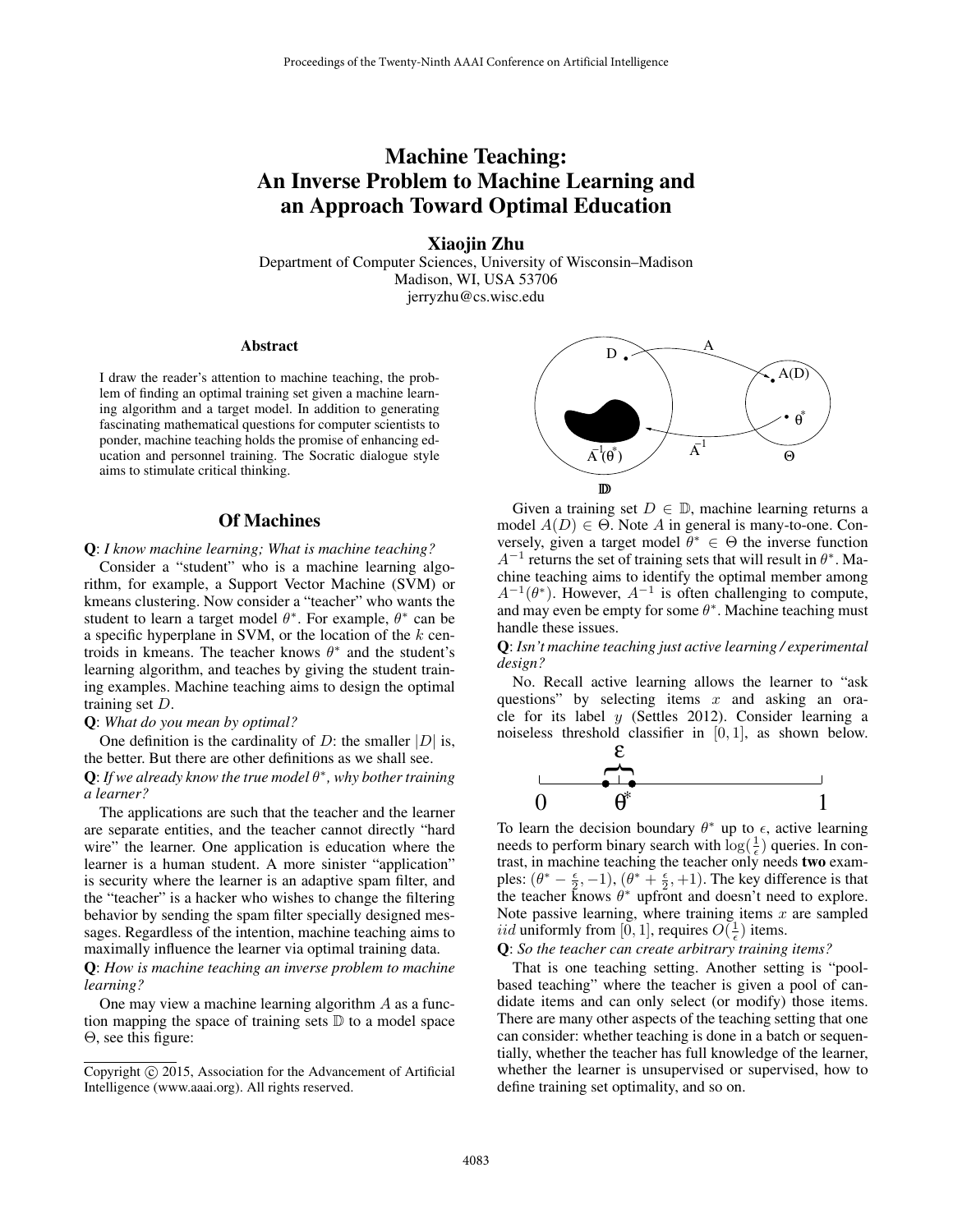# Machine Teaching: An Inverse Problem to Machine Learning and an Approach Toward Optimal Education

**Xiaojin Zhu**

Department of Computer Sciences, University of Wisconsin–Madison
Madison, WI, USA 53706
jerryzhu@cs.wisc.edu

### Abstract

I draw the reader's attention to machine teaching, the problem of finding an optimal training set given a machine learning algorithm and a target model. In addition to generating fascinating mathematical questions for computer scientists to ponder, machine teaching holds the promise of enhancing education and personnel training. The Socratic dialogue style aims to stimulate critical thinking.

## Of Machines

**Q**: *I know machine learning; What is machine teaching?*

Consider a "student" who is a machine learning algorithm, for example, a Support Vector Machine (SVM) or kmeans clustering. Now consider a "teacher" who wants the student to learn a target model $\theta^*$. For example, $\theta^*$ can be a specific hyperplane in SVM, or the location of the $k$ centroids in kmeans. The teacher knows $\theta^*$ and the student's learning algorithm, and teaches by giving the student training examples. Machine teaching aims to design the optimal training set $D$.

**Q**: *What do you mean by optimal?*

One definition is the cardinality of $D$: the smaller $|D|$ is, the better. But there are other definitions as we shall see.

**Q**: *If we already know the true model $\theta^*$, why bother training a learner?*

The applications are such that the teacher and the learner are separate entities, and the teacher cannot directly "hard wire" the learner. One application is education where the learner is a human student. A more sinister "application" is security where the learner is an adaptive spam filter, and the "teacher" is a hacker who wishes to change the filtering behavior by sending the spam filter specially designed messages. Regardless of the intention, machine teaching aims to maximally influence the learner via optimal training data.

**Q**: *How is machine teaching an inverse problem to machine learning?*

One may view a machine learning algorithm $A$ as a function mapping the space of training sets $\mathbb{D}$ to a model space $\Theta$, see this figure:

Given a training set $D \in \mathbb{D}$, machine learning returns a model $A(D) \in \Theta$. Note $A$ in general is many-to-one. Conversely, given a target model $\theta^* \in \Theta$ the inverse function $A^{-1}$ returns the set of training sets that will result in $\theta^*$. Machine teaching aims to identify the optimal member among $A^{-1}(\theta^*)$. However, $A^{-1}$ is often challenging to compute, and may even be empty for some $\theta^*$. Machine teaching must handle these issues.

**Q**: *Isn't machine teaching just active learning / experimental design?*

No. Recall active learning allows the learner to "ask questions" by selecting items $x$ and asking an oracle for its label $y$ (Settles 2012). Consider learning a noiseless threshold classifier in $[0, 1]$, as shown below.

To learn the decision boundary $\theta^*$ up to $\epsilon$, active learning needs to perform binary search with $\log(\frac{1}{\epsilon})$ queries. In contrast, in machine teaching the teacher only needs **two** examples: $(\theta^* - \frac{\epsilon}{2}, -1)$, $(\theta^* + \frac{\epsilon}{2}, +1)$. The key difference is that the teacher knows $\theta^*$ upfront and doesn't need to explore. Note passive learning, where training items $x$ are sampled $iid$ uniformly from $[0, 1]$, requires $O(\frac{1}{\epsilon})$ items.

**Q**: *So the teacher can create arbitrary training items?*

That is one teaching setting. Another setting is "pool-based teaching" where the teacher is given a pool of candidate items and can only select (or modify) those items. There are many other aspects of the teaching setting that one can consider: whether teaching is done in a batch or sequentially, whether the teacher has full knowledge of the learner, whether the learner is unsupervised or supervised, how to define training set optimality, and so on.

Copyright © 2015, Association for the Advancement of Artificial Intelligence (www.aaai.org). All rights reserved.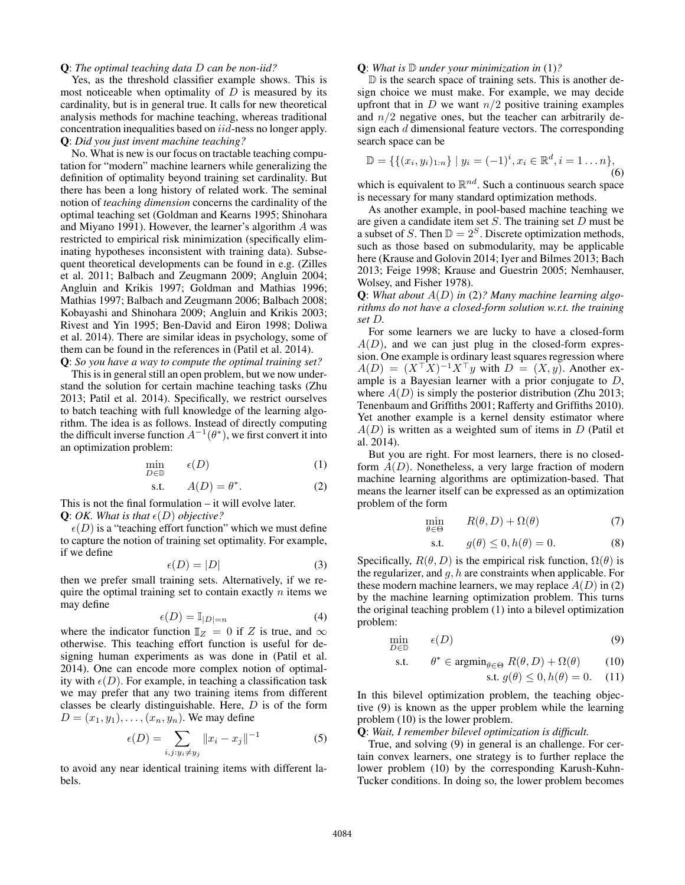**Q**: *The optimal teaching data D can be non-iid?*

Yes, as the threshold classifier example shows. This is most noticeable when optimality of $D$ is measured by its cardinality, but is in general true. It calls for new theoretical analysis methods for machine teaching, whereas traditional concentration inequalities based on *iid*-ness no longer apply.

**Q**: *Did you just invent machine teaching?*

No. What is new is our focus on tractable teaching computation for "modern" machine learners while generalizing the definition of optimality beyond training set cardinality. But there has been a long history of related work. The seminal notion of *teaching dimension* concerns the cardinality of the optimal teaching set (Goldman and Kearns 1995; Shinohara and Miyano 1991). However, the learner's algorithm $A$ was restricted to empirical risk minimization (specifically eliminating hypotheses inconsistent with training data). Subsequent theoretical developments can be found in e.g. (Zilles et al. 2011; Balbach and Zeugmann 2009; Angluin 2004; Angluin and Krikis 1997; Goldman and Mathias 1996; Mathias 1997; Balbach and Zeugmann 2006; Balbach 2008; Kobayashi and Shinohara 2009; Angluin and Krikis 2003; Rivest and Yin 1995; Ben-David and Eiron 1998; Doliwa et al. 2014). There are similar ideas in psychology, some of them can be found in the references in (Patil et al. 2014).

**Q**: *So you have a way to compute the optimal training set?*

This is in general still an open problem, but we now understand the solution for certain machine teaching tasks (Zhu 2013; Patil et al. 2014). Specifically, we restrict ourselves to batch teaching with full knowledge of the learning algorithm. The idea is as follows. Instead of directly computing the difficult inverse function $A^{-1}(\theta^*)$, we first convert it into an optimization problem:

$$\min_{D \in \mathbb{D}} \quad \epsilon(D) \tag{1}$$

$$\text{s.t.} \quad A(D) = \theta^*. \tag{2}$$

This is not the final formulation – it will evolve later.

**Q**: *OK. What is that $\epsilon(D)$ objective?*

$\epsilon(D)$ is a "teaching effort function" which we must define to capture the notion of training set optimality. For example, if we define

$$\epsilon(D) = |D| \tag{3}$$

then we prefer small training sets. Alternatively, if we require the optimal training set to contain exactly $n$ items we may define

$$\epsilon(D) = \mathbb{I}_{|D|=n} \tag{4}$$

where the indicator function $\mathbb{I}_Z = 0$ if $Z$ is true, and $\infty$ otherwise. This teaching effort function is useful for designing human experiments as was done in (Patil et al. 2014). One can encode more complex notion of optimality with $\epsilon(D)$. For example, in teaching a classification task we may prefer that any two training items from different classes be clearly distinguishable. Here, $D$ is of the form $D = (x_1, y_1), \ldots, (x_n, y_n)$. We may define

$$\epsilon(D) = \sum_{i,j: y_i \neq y_j} \|x_i - x_j\|^{-1} \tag{5}$$

to avoid any near identical training items with different labels.

**Q**: *What is $\mathbb{D}$ under your minimization in* (1)*?*

$\mathbb{D}$ is the search space of training sets. This is another design choice we must make. For example, we may decide upfront that in $D$ we want $n/2$ positive training examples and $n/2$ negative ones, but the teacher can arbitrarily design each $d$ dimensional feature vectors. The corresponding search space can be

$$\mathbb{D} = \{\{(x_i, y_i)_{1:n}\} \mid y_i = (-1)^i, x_i \in \mathbb{R}^d, i = 1 \ldots n\}, \tag{6}$$

which is equivalent to $\mathbb{R}^{nd}$. Such a continuous search space is necessary for many standard optimization methods.

As another example, in pool-based machine teaching we are given a candidate item set $S$. The training set $D$ must be a subset of $S$. Then $\mathbb{D} = 2^S$. Discrete optimization methods, such as those based on submodularity, may be applicable here (Krause and Golovin 2014; Iyer and Bilmes 2013; Bach 2013; Feige 1998; Krause and Guestrin 2005; Nemhauser, Wolsey, and Fisher 1978).

**Q**: *What about $A(D)$ in* (2)*? Many machine learning algorithms do not have a closed-form solution w.r.t. the training set D.*

For some learners we are lucky to have a closed-form $A(D)$, and we can just plug in the closed-form expression. One example is ordinary least squares regression where $A(D) = (X^\top X)^{-1} X^\top y$ with $D = (X, y)$. Another example is a Bayesian learner with a prior conjugate to $D$, where $A(D)$ is simply the posterior distribution (Zhu 2013; Tenenbaum and Griffiths 2001; Rafferty and Griffiths 2010). Yet another example is a kernel density estimator where $A(D)$ is written as a weighted sum of items in $D$ (Patil et al. 2014).

But you are right. For most learners, there is no closed-form $A(D)$. Nonetheless, a very large fraction of modern machine learning algorithms are optimization-based. That means the learner itself can be expressed as an optimization problem of the form

$$\min_{\theta \in \Theta} \quad R(\theta, D) + \Omega(\theta) \tag{7}$$

$$\text{s.t.} \quad g(\theta) \leq 0, h(\theta) = 0. \tag{8}$$

Specifically, $R(\theta, D)$ is the empirical risk function, $\Omega(\theta)$ is the regularizer, and $g, h$ are constraints when applicable. For these modern machine learners, we may replace $A(D)$ in (2) by the machine learning optimization problem. This turns the original teaching problem (1) into a bilevel optimization problem:

$$\min_{D \in \mathbb{D}} \quad \epsilon(D) \tag{9}$$

$$\text{s.t.} \quad \theta^* \in \text{argmin}_{\theta \in \Theta} \; R(\theta, D) + \Omega(\theta) \tag{10}$$

$$\text{s.t. } g(\theta) \leq 0, h(\theta) = 0. \tag{11}$$

In this bilevel optimization problem, the teaching objective (9) is known as the upper problem while the learning problem (10) is the lower problem.

**Q**: *Wait, I remember bilevel optimization is difficult.*

True, and solving (9) in general is an challenge. For certain convex learners, one strategy is to further replace the lower problem (10) by the corresponding Karush-Kuhn-Tucker conditions. In doing so, the lower problem becomes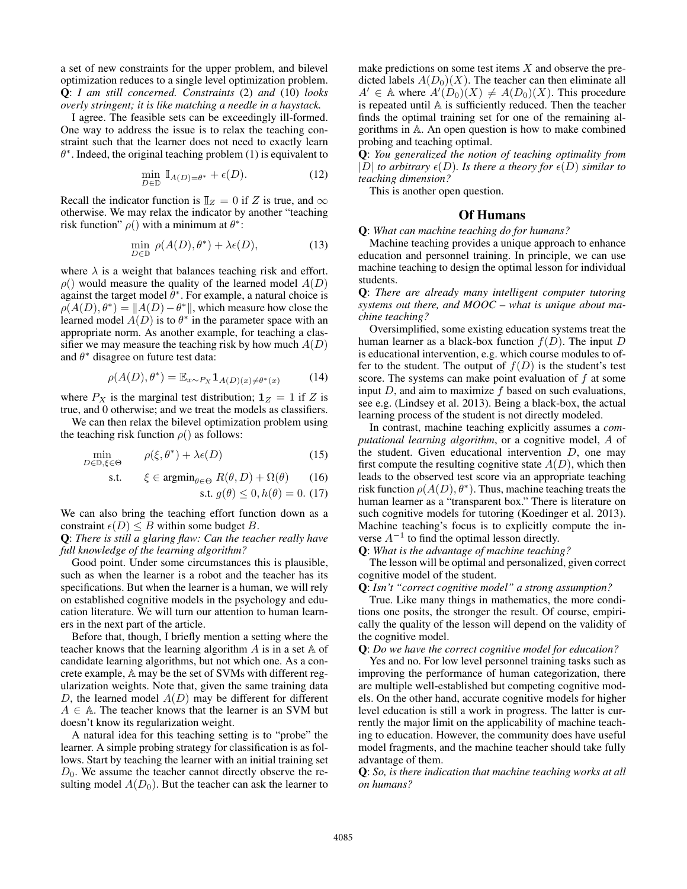a set of new constraints for the upper problem, and bilevel optimization reduces to a single level optimization problem.

**Q**: *I am still concerned. Constraints* (2) *and* (10) *looks overly stringent; it is like matching a needle in a haystack.*

I agree. The feasible sets can be exceedingly ill-formed. One way to address the issue is to relax the teaching constraint such that the learner does not need to exactly learn $\theta^*$. Indeed, the original teaching problem (1) is equivalent to

$$\min_{D \in \mathbb{D}} \mathbb{I}_{A(D)=\theta^*} + \epsilon(D). \tag{12}$$

Recall the indicator function is $\mathbb{I}_Z = 0$ if $Z$ is true, and $\infty$ otherwise. We may relax the indicator by another "teaching risk function" $\rho()$ with a minimum at $\theta^*$:

$$\min_{D \in \mathbb{D}} \rho(A(D), \theta^*) + \lambda \epsilon(D), \tag{13}$$

where $\lambda$ is a weight that balances teaching risk and effort. $\rho()$ would measure the quality of the learned model $A(D)$ against the target model $\theta^*$. For example, a natural choice is $\rho(A(D), \theta^*) = \|A(D) - \theta^*\|$, which measure how close the learned model $A(D)$ is to $\theta^*$ in the parameter space with an appropriate norm. As another example, for teaching a classifier we may measure the teaching risk by how much $A(D)$ and $\theta^*$ disagree on future test data:

$$\rho(A(D), \theta^*) = \mathbb{E}_{x \sim P_X} \mathbf{1}_{A(D)(x) \neq \theta^*(x)} \tag{14}$$

where $P_X$ is the marginal test distribution; $\mathbf{1}_Z = 1$ if $Z$ is true, and 0 otherwise; and we treat the models as classifiers.

We can then relax the bilevel optimization problem using the teaching risk function $\rho()$ as follows:

$$\min_{D \in \mathbb{D}, \xi \in \Theta} \quad \rho(\xi, \theta^*) + \lambda \epsilon(D) \tag{15}$$

$$\text{s.t.} \quad \xi \in \operatorname{argmin}_{\theta \in \Theta} R(\theta, D) + \Omega(\theta) \tag{16}$$

$$\text{s.t. } g(\theta) \leq 0, h(\theta) = 0. \tag{17}$$

We can also bring the teaching effort function down as a constraint $\epsilon(D) \leq B$ within some budget $B$.

**Q**: *There is still a glaring flaw: Can the teacher really have full knowledge of the learning algorithm?*

Good point. Under some circumstances this is plausible, such as when the learner is a robot and the teacher has its specifications. But when the learner is a human, we will rely on established cognitive models in the psychology and education literature. We will turn our attention to human learners in the next part of the article.

Before that, though, I briefly mention a setting where the teacher knows that the learning algorithm $A$ is in a set $\mathbb{A}$ of candidate learning algorithms, but not which one. As a concrete example, $\mathbb{A}$ may be the set of SVMs with different regularization weights. Note that, given the same training data $D$, the learned model $A(D)$ may be different for different $A \in \mathbb{A}$. The teacher knows that the learner is an SVM but doesn't know its regularization weight.

A natural idea for this teaching setting is to "probe" the learner. A simple probing strategy for classification is as follows. Start by teaching the learner with an initial training set $D_0$. We assume the teacher cannot directly observe the resulting model $A(D_0)$. But the teacher can ask the learner to make predictions on some test items $X$ and observe the predicted labels $A(D_0)(X)$. The teacher can then eliminate all $A' \in \mathbb{A}$ where $A'(D_0)(X) \neq A(D_0)(X)$. This procedure is repeated until $\mathbb{A}$ is sufficiently reduced. Then the teacher finds the optimal training set for one of the remaining algorithms in $\mathbb{A}$. An open question is how to make combined probing and teaching optimal.

**Q**: *You generalized the notion of teaching optimality from* $|D|$ *to arbitrary* $\epsilon(D)$*. Is there a theory for* $\epsilon(D)$ *similar to teaching dimension?*

This is another open question.

## Of Humans

**Q**: *What can machine teaching do for humans?*

Machine teaching provides a unique approach to enhance education and personnel training. In principle, we can use machine teaching to design the optimal lesson for individual students.

**Q**: *There are already many intelligent computer tutoring systems out there, and MOOC – what is unique about machine teaching?*

Oversimplified, some existing education systems treat the human learner as a black-box function $f(D)$. The input $D$ is educational intervention, e.g. which course modules to offer to the student. The output of $f(D)$ is the student's test score. The systems can make point evaluation of $f$ at some input $D$, and aim to maximize $f$ based on such evaluations, see e.g. (Lindsey et al. 2013). Being a black-box, the actual learning process of the student is not directly modeled.

In contrast, machine teaching explicitly assumes a *computational learning algorithm*, or a cognitive model, $A$ of the student. Given educational intervention $D$, one may first compute the resulting cognitive state $A(D)$, which then leads to the observed test score via an appropriate teaching risk function $\rho(A(D), \theta^*)$. Thus, machine teaching treats the human learner as a "transparent box." There is literature on such cognitive models for tutoring (Koedinger et al. 2013). Machine teaching's focus is to explicitly compute the inverse $A^{-1}$ to find the optimal lesson directly.

**Q**: *What is the advantage of machine teaching?*

The lesson will be optimal and personalized, given correct cognitive model of the student.

**Q**: *Isn't "correct cognitive model" a strong assumption?*

True. Like many things in mathematics, the more conditions one posits, the stronger the result. Of course, empirically the quality of the lesson will depend on the validity of the cognitive model.

**Q**: *Do we have the correct cognitive model for education?*

Yes and no. For low level personnel training tasks such as improving the performance of human categorization, there are multiple well-established but competing cognitive models. On the other hand, accurate cognitive models for higher level education is still a work in progress. The latter is currently the major limit on the applicability of machine teaching to education. However, the community does have useful model fragments, and the machine teacher should take fully advantage of them.

**Q**: *So, is there indication that machine teaching works at all on humans?*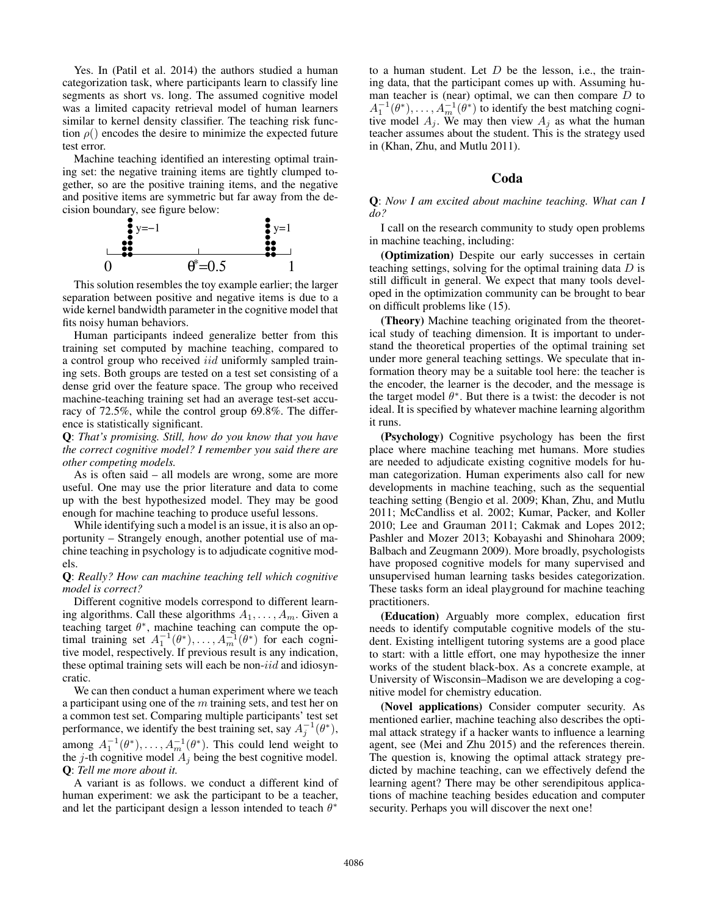Yes. In (Patil et al. 2014) the authors studied a human categorization task, where participants learn to classify line segments as short vs. long. The assumed cognitive model was a limited capacity retrieval model of human learners similar to kernel density classifier. The teaching risk function $\rho()$ encodes the desire to minimize the expected future test error.

Machine teaching identified an interesting optimal training set: the negative training items are tightly clumped together, so are the positive training items, and the negative and positive items are symmetric but far away from the decision boundary, see figure below:

This solution resembles the toy example earlier; the larger separation between positive and negative items is due to a wide kernel bandwidth parameter in the cognitive model that fits noisy human behaviors.

Human participants indeed generalize better from this training set computed by machine teaching, compared to a control group who received $iid$ uniformly sampled training sets. Both groups are tested on a test set consisting of a dense grid over the feature space. The group who received machine-teaching training set had an average test-set accuracy of 72.5%, while the control group 69.8%. The difference is statistically significant.

**Q**: *That's promising. Still, how do you know that you have the correct cognitive model? I remember you said there are other competing models.*

As is often said – all models are wrong, some are more useful. One may use the prior literature and data to come up with the best hypothesized model. They may be good enough for machine teaching to produce useful lessons.

While identifying such a model is an issue, it is also an opportunity – Strangely enough, another potential use of machine teaching in psychology is to adjudicate cognitive models.

**Q**: *Really? How can machine teaching tell which cognitive model is correct?*

Different cognitive models correspond to different learning algorithms. Call these algorithms $A_1, \ldots, A_m$. Given a teaching target $\theta^*$, machine teaching can compute the optimal training set $A_1^{-1}(\theta^*), \ldots, A_m^{-1}(\theta^*)$ for each cognitive model, respectively. If previous result is any indication, these optimal training sets will each be non-$iid$ and idiosyncratic.

We can then conduct a human experiment where we teach a participant using one of the $m$ training sets, and test her on a common test set. Comparing multiple participants' test set performance, we identify the best training set, say $A_j^{-1}(\theta^*)$, among $A_1^{-1}(\theta^*), \ldots, A_m^{-1}(\theta^*)$. This could lend weight to the $j$-th cognitive model $A_j$ being the best cognitive model.

**Q**: *Tell me more about it.*

A variant is as follows. we conduct a different kind of human experiment: we ask the participant to be a teacher, and let the participant design a lesson intended to teach $\theta^*$ to a human student. Let $D$ be the lesson, i.e., the training data, that the participant comes up with. Assuming human teacher is (near) optimal, we can then compare $D$ to $A_1^{-1}(\theta^*), \ldots, A_m^{-1}(\theta^*)$ to identify the best matching cognitive model $A_j$. We may then view $A_j$ as what the human teacher assumes about the student. This is the strategy used in (Khan, Zhu, and Mutlu 2011).

## Coda

**Q**: *Now I am excited about machine teaching. What can I do?*

I call on the research community to study open problems in machine teaching, including:

**(Optimization)** Despite our early successes in certain teaching settings, solving for the optimal training data $D$ is still difficult in general. We expect that many tools developed in the optimization community can be brought to bear on difficult problems like (15).

**(Theory)** Machine teaching originated from the theoretical study of teaching dimension. It is important to understand the theoretical properties of the optimal training set under more general teaching settings. We speculate that information theory may be a suitable tool here: the teacher is the encoder, the learner is the decoder, and the message is the target model $\theta^*$. But there is a twist: the decoder is not ideal. It is specified by whatever machine learning algorithm it runs.

**(Psychology)** Cognitive psychology has been the first place where machine teaching met humans. More studies are needed to adjudicate existing cognitive models for human categorization. Human experiments also call for new developments in machine teaching, such as the sequential teaching setting (Bengio et al. 2009; Khan, Zhu, and Mutlu 2011; McCandliss et al. 2002; Kumar, Packer, and Koller 2010; Lee and Grauman 2011; Cakmak and Lopes 2012; Pashler and Mozer 2013; Kobayashi and Shinohara 2009; Balbach and Zeugmann 2009). More broadly, psychologists have proposed cognitive models for many supervised and unsupervised human learning tasks besides categorization. These tasks form an ideal playground for machine teaching practitioners.

**(Education)** Arguably more complex, education first needs to identify computable cognitive models of the student. Existing intelligent tutoring systems are a good place to start: with a little effort, one may hypothesize the inner works of the student black-box. As a concrete example, at University of Wisconsin–Madison we are developing a cognitive model for chemistry education.

**(Novel applications)** Consider computer security. As mentioned earlier, machine teaching also describes the optimal attack strategy if a hacker wants to influence a learning agent, see (Mei and Zhu 2015) and the references therein. The question is, knowing the optimal attack strategy predicted by machine teaching, can we effectively defend the learning agent? There may be other serendipitous applications of machine teaching besides education and computer security. Perhaps you will discover the next one!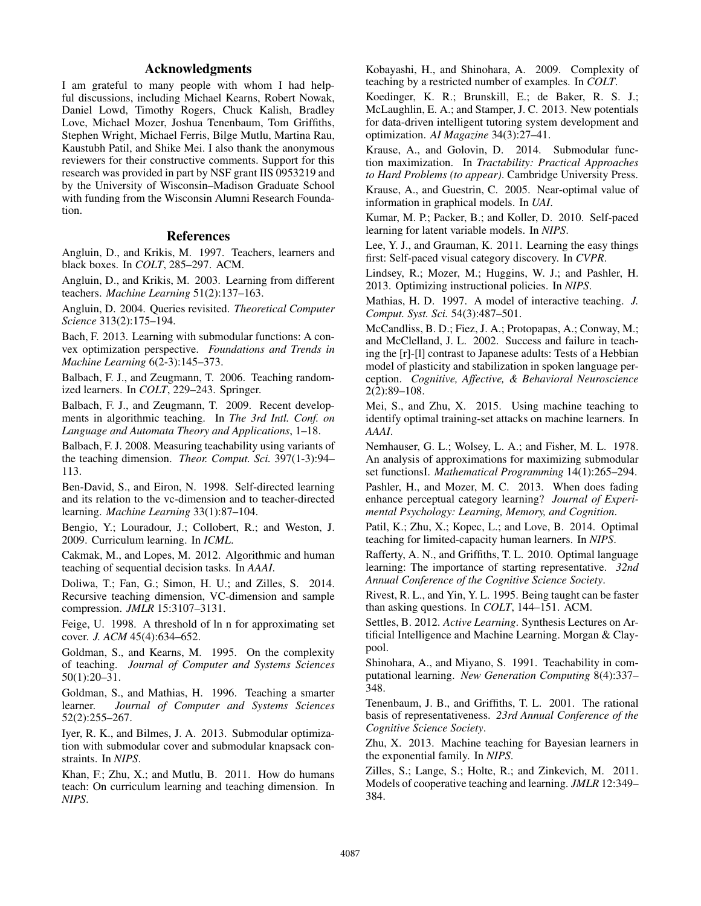## Acknowledgments

I am grateful to many people with whom I had helpful discussions, including Michael Kearns, Robert Nowak, Daniel Lowd, Timothy Rogers, Chuck Kalish, Bradley Love, Michael Mozer, Joshua Tenenbaum, Tom Griffiths, Stephen Wright, Michael Ferris, Bilge Mutlu, Martina Rau, Kaustubh Patil, and Shike Mei. I also thank the anonymous reviewers for their constructive comments. Support for this research was provided in part by NSF grant IIS 0953219 and by the University of Wisconsin–Madison Graduate School with funding from the Wisconsin Alumni Research Foundation.

## References

Angluin, D., and Krikis, M. 1997. Teachers, learners and black boxes. In *COLT*, 285–297. ACM.

Angluin, D., and Krikis, M. 2003. Learning from different teachers. *Machine Learning* 51(2):137–163.

Angluin, D. 2004. Queries revisited. *Theoretical Computer Science* 313(2):175–194.

Bach, F. 2013. Learning with submodular functions: A convex optimization perspective. *Foundations and Trends in Machine Learning* 6(2-3):145–373.

Balbach, F. J., and Zeugmann, T. 2006. Teaching randomized learners. In *COLT*, 229–243. Springer.

Balbach, F. J., and Zeugmann, T. 2009. Recent developments in algorithmic teaching. In *The 3rd Intl. Conf. on Language and Automata Theory and Applications*, 1–18.

Balbach, F. J. 2008. Measuring teachability using variants of the teaching dimension. *Theor. Comput. Sci.* 397(1-3):94–113.

Ben-David, S., and Eiron, N. 1998. Self-directed learning and its relation to the vc-dimension and to teacher-directed learning. *Machine Learning* 33(1):87–104.

Bengio, Y.; Louradour, J.; Collobert, R.; and Weston, J. 2009. Curriculum learning. In *ICML*.

Cakmak, M., and Lopes, M. 2012. Algorithmic and human teaching of sequential decision tasks. In *AAAI*.

Doliwa, T.; Fan, G.; Simon, H. U.; and Zilles, S. 2014. Recursive teaching dimension, VC-dimension and sample compression. *JMLR* 15:3107–3131.

Feige, U. 1998. A threshold of ln n for approximating set cover. *J. ACM* 45(4):634–652.

Goldman, S., and Kearns, M. 1995. On the complexity of teaching. *Journal of Computer and Systems Sciences* 50(1):20–31.

Goldman, S., and Mathias, H. 1996. Teaching a smarter learner. *Journal of Computer and Systems Sciences* 52(2):255–267.

Iyer, R. K., and Bilmes, J. A. 2013. Submodular optimization with submodular cover and submodular knapsack constraints. In *NIPS*.

Khan, F.; Zhu, X.; and Mutlu, B. 2011. How do humans teach: On curriculum learning and teaching dimension. In *NIPS*.

Kobayashi, H., and Shinohara, A. 2009. Complexity of teaching by a restricted number of examples. In *COLT*.

Koedinger, K. R.; Brunskill, E.; de Baker, R. S. J.; McLaughlin, E. A.; and Stamper, J. C. 2013. New potentials for data-driven intelligent tutoring system development and optimization. *AI Magazine* 34(3):27–41.

Krause, A., and Golovin, D. 2014. Submodular function maximization. In *Tractability: Practical Approaches to Hard Problems (to appear)*. Cambridge University Press.

Krause, A., and Guestrin, C. 2005. Near-optimal value of information in graphical models. In *UAI*.

Kumar, M. P.; Packer, B.; and Koller, D. 2010. Self-paced learning for latent variable models. In *NIPS*.

Lee, Y. J., and Grauman, K. 2011. Learning the easy things first: Self-paced visual category discovery. In *CVPR*.

Lindsey, R.; Mozer, M.; Huggins, W. J.; and Pashler, H. 2013. Optimizing instructional policies. In *NIPS*.

Mathias, H. D. 1997. A model of interactive teaching. *J. Comput. Syst. Sci.* 54(3):487–501.

McCandliss, B. D.; Fiez, J. A.; Protopapas, A.; Conway, M.; and McClelland, J. L. 2002. Success and failure in teaching the [r]-[l] contrast to Japanese adults: Tests of a Hebbian model of plasticity and stabilization in spoken language perception. *Cognitive, Affective, & Behavioral Neuroscience* 2(2):89–108.

Mei, S., and Zhu, X. 2015. Using machine teaching to identify optimal training-set attacks on machine learners. In *AAAI*.

Nemhauser, G. L.; Wolsey, L. A.; and Fisher, M. L. 1978. An analysis of approximations for maximizing submodular set functionsI. *Mathematical Programming* 14(1):265–294.

Pashler, H., and Mozer, M. C. 2013. When does fading enhance perceptual category learning? *Journal of Experimental Psychology: Learning, Memory, and Cognition*.

Patil, K.; Zhu, X.; Kopec, L.; and Love, B. 2014. Optimal teaching for limited-capacity human learners. In *NIPS*.

Rafferty, A. N., and Griffiths, T. L. 2010. Optimal language learning: The importance of starting representative. *32nd Annual Conference of the Cognitive Science Society*.

Rivest, R. L., and Yin, Y. L. 1995. Being taught can be faster than asking questions. In *COLT*, 144–151. ACM.

Settles, B. 2012. *Active Learning*. Synthesis Lectures on Artificial Intelligence and Machine Learning. Morgan & Claypool.

Shinohara, A., and Miyano, S. 1991. Teachability in computational learning. *New Generation Computing* 8(4):337–348.

Tenenbaum, J. B., and Griffiths, T. L. 2001. The rational basis of representativeness. *23rd Annual Conference of the Cognitive Science Society*.

Zhu, X. 2013. Machine teaching for Bayesian learners in the exponential family. In *NIPS*.

Zilles, S.; Lange, S.; Holte, R.; and Zinkevich, M. 2011. Models of cooperative teaching and learning. *JMLR* 12:349–384.